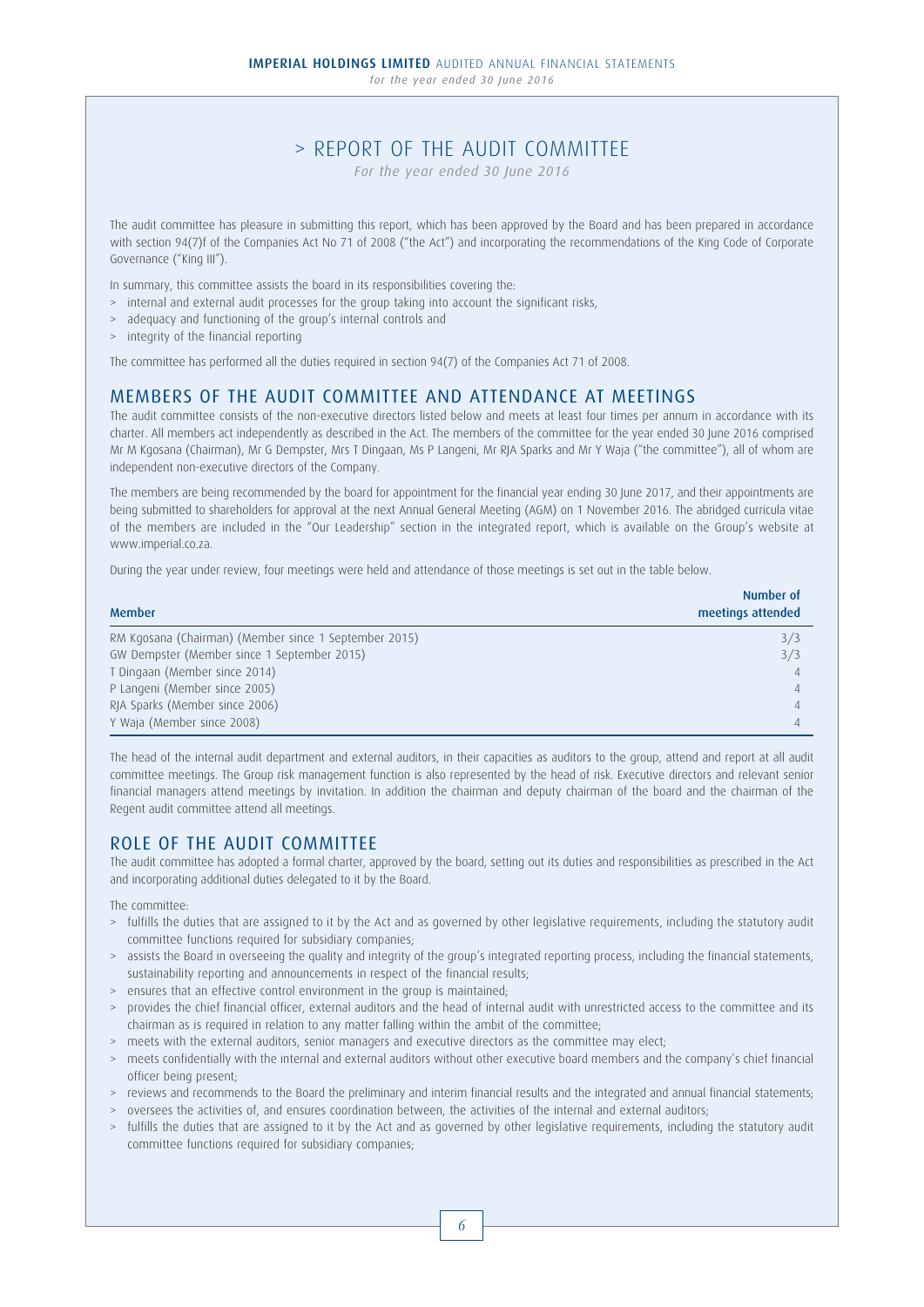# > REPORT OF THE AUDIT COMMITTEE

*For the year ended 30 June 2016*

The audit committee has pleasure in submitting this report, which has been approved by the Board and has been prepared in accordance with section 94(7)f of the Companies Act No 71 of 2008 ("the Act") and incorporating the recommendations of the King Code of Corporate Governance ("King III").

In summary, this committee assists the board in its responsibilities covering the:

- internal and external audit processes for the group taking into account the significant risks,
- adequacy and functioning of the group's internal controls and
- integrity of the financial reporting

The committee has performed all the duties required in section 94(7) of the Companies Act 71 of 2008.

## MEMBERS OF THE AUDIT COMMITTEE AND ATTENDANCE AT MEETINGS

The audit committee consists of the non-executive directors listed below and meets at least four times per annum in accordance with its charter. All members act independently as described in the Act. The members of the committee for the year ended 30 June 2016 comprised Mr M Kgosana (Chairman), Mr G Dempster, Mrs T Dingaan, Ms P Langeni, Mr RJA Sparks and Mr Y Waja ("the committee"), all of whom are independent non-executive directors of the Company.

The members are being recommended by the board for appointment for the financial year ending 30 June 2017, and their appointments are being submitted to shareholders for approval at the next Annual General Meeting (AGM) on 1 November 2016. The abridged curricula vitae of the members are included in the "Our Leadership" section in the integrated report, which is available on the Group's website at www.imperial.co.za.

During the year under review, four meetings were held and attendance of those meetings is set out in the table below.

| Member | Number of meetings attended |
|---|---|
| RM Kgosana (Chairman) (Member since 1 September 2015) | 3/3 |
| GW Dempster (Member since 1 September 2015) | 3/3 |
| T Dingaan (Member since 2014) | 4 |
| P Langeni (Member since 2005) | 4 |
| RJA Sparks (Member since 2006) | 4 |
| Y Waja (Member since 2008) | 4 |

The head of the internal audit department and external auditors, in their capacities as auditors to the group, attend and report at all audit committee meetings. The Group risk management function is also represented by the head of risk. Executive directors and relevant senior financial managers attend meetings by invitation. In addition the chairman and deputy chairman of the board and the chairman of the Regent audit committee attend all meetings.

## ROLE OF THE AUDIT COMMITTEE

The audit committee has adopted a formal charter, approved by the board, setting out its duties and responsibilities as prescribed in the Act and incorporating additional duties delegated to it by the Board.

The committee:

- fulfills the duties that are assigned to it by the Act and as governed by other legislative requirements, including the statutory audit committee functions required for subsidiary companies;
- assists the Board in overseeing the quality and integrity of the group's integrated reporting process, including the financial statements, sustainability reporting and announcements in respect of the financial results;
- ensures that an effective control environment in the group is maintained;
- provides the chief financial officer, external auditors and the head of internal audit with unrestricted access to the committee and its chairman as is required in relation to any matter falling within the ambit of the committee;
- meets with the external auditors, senior managers and executive directors as the committee may elect;
- meets confidentially with the internal and external auditors without other executive board members and the company's chief financial officer being present;
- reviews and recommends to the Board the preliminary and interim financial results and the integrated and annual financial statements;
- oversees the activities of, and ensures coordination between, the activities of the internal and external auditors;
- fulfills the duties that are assigned to it by the Act and as governed by other legislative requirements, including the statutory audit committee functions required for subsidiary companies;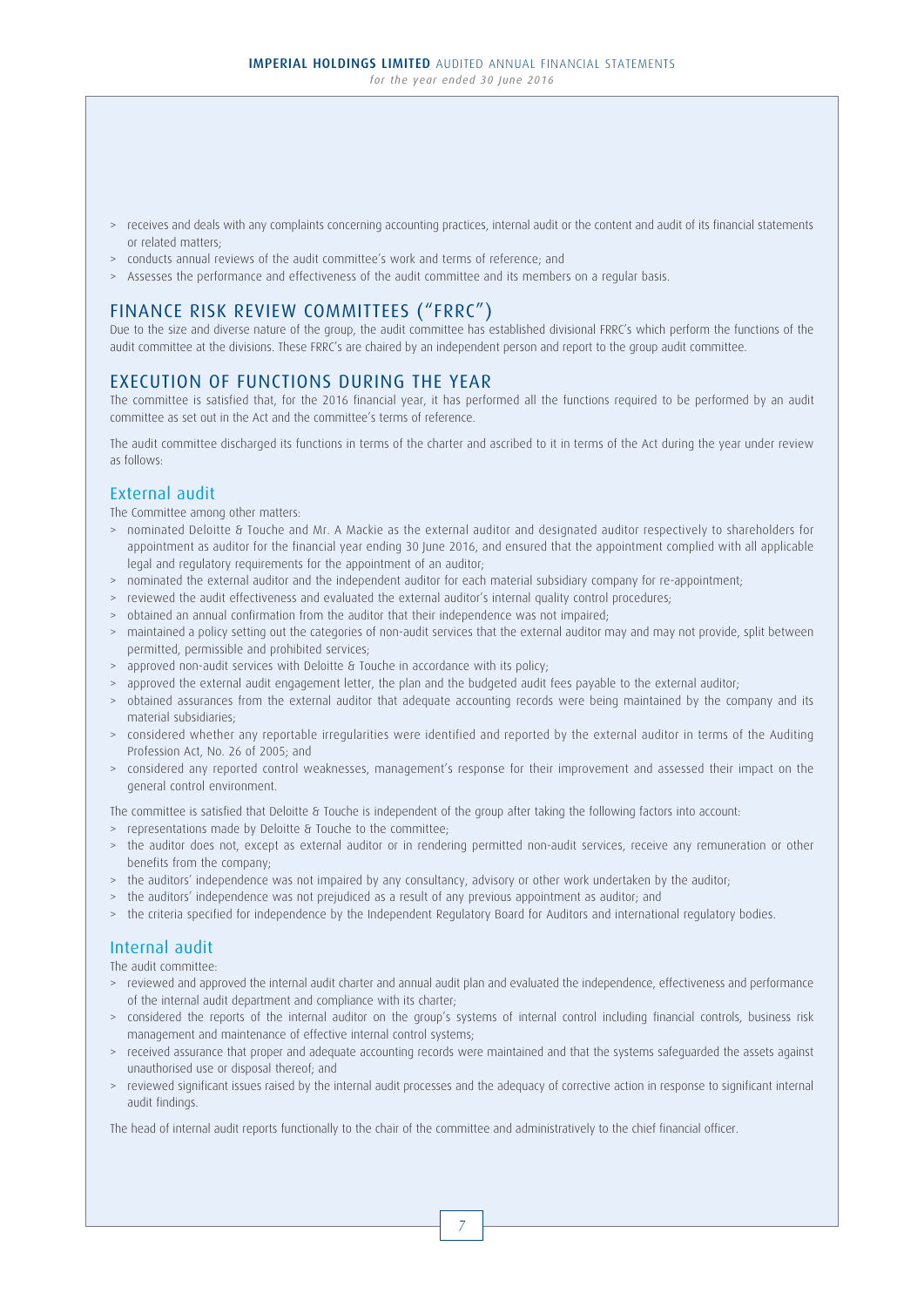- receives and deals with any complaints concerning accounting practices, internal audit or the content and audit of its financial statements or related matters;
- conducts annual reviews of the audit committee's work and terms of reference; and
- Assesses the performance and effectiveness of the audit committee and its members on a regular basis.

## FINANCE RISK REVIEW COMMITTEES ("FRRC")

Due to the size and diverse nature of the group, the audit committee has established divisional FRRC's which perform the functions of the audit committee at the divisions. These FRRC's are chaired by an independent person and report to the group audit committee.

## EXECUTION OF FUNCTIONS DURING THE YEAR

The committee is satisfied that, for the 2016 financial year, it has performed all the functions required to be performed by an audit committee as set out in the Act and the committee's terms of reference.

The audit committee discharged its functions in terms of the charter and ascribed to it in terms of the Act during the year under review as follows:

### External audit

The Committee among other matters:

- nominated Deloitte & Touche and Mr. A Mackie as the external auditor and designated auditor respectively to shareholders for appointment as auditor for the financial year ending 30 June 2016, and ensured that the appointment complied with all applicable legal and regulatory requirements for the appointment of an auditor;
- nominated the external auditor and the independent auditor for each material subsidiary company for re-appointment;
- reviewed the audit effectiveness and evaluated the external auditor's internal quality control procedures;
- obtained an annual confirmation from the auditor that their independence was not impaired;
- maintained a policy setting out the categories of non-audit services that the external auditor may and may not provide, split between permitted, permissible and prohibited services;
- approved non-audit services with Deloitte & Touche in accordance with its policy;
- approved the external audit engagement letter, the plan and the budgeted audit fees payable to the external auditor;
- obtained assurances from the external auditor that adequate accounting records were being maintained by the company and its material subsidiaries;
- considered whether any reportable irregularities were identified and reported by the external auditor in terms of the Auditing Profession Act, No. 26 of 2005; and
- considered any reported control weaknesses, management's response for their improvement and assessed their impact on the general control environment.

The committee is satisfied that Deloitte & Touche is independent of the group after taking the following factors into account:

- representations made by Deloitte & Touche to the committee;
- the auditor does not, except as external auditor or in rendering permitted non-audit services, receive any remuneration or other benefits from the company;
- the auditors' independence was not impaired by any consultancy, advisory or other work undertaken by the auditor;
- the auditors' independence was not prejudiced as a result of any previous appointment as auditor; and
- the criteria specified for independence by the Independent Regulatory Board for Auditors and international regulatory bodies.

### Internal audit

The audit committee:

- reviewed and approved the internal audit charter and annual audit plan and evaluated the independence, effectiveness and performance of the internal audit department and compliance with its charter;
- considered the reports of the internal auditor on the group's systems of internal control including financial controls, business risk management and maintenance of effective internal control systems;
- received assurance that proper and adequate accounting records were maintained and that the systems safeguarded the assets against unauthorised use or disposal thereof; and
- reviewed significant issues raised by the internal audit processes and the adequacy of corrective action in response to significant internal audit findings.

The head of internal audit reports functionally to the chair of the committee and administratively to the chief financial officer.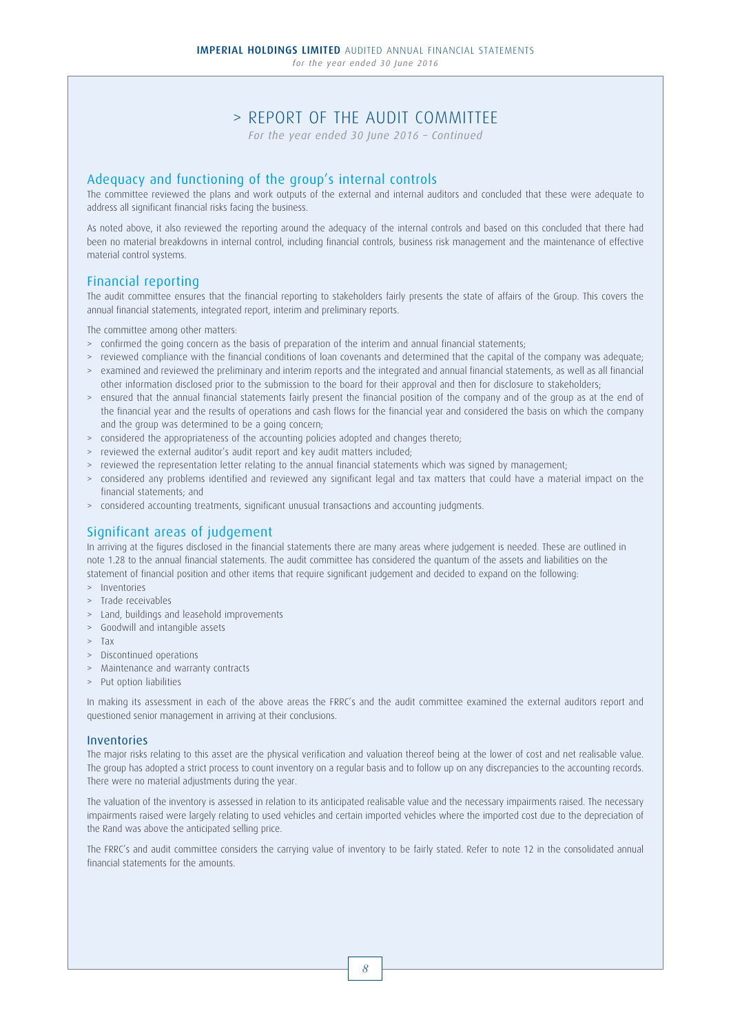# > REPORT OF THE AUDIT COMMITTEE

*For the year ended 30 June 2016 – Continued*

## Adequacy and functioning of the group's internal controls

The committee reviewed the plans and work outputs of the external and internal auditors and concluded that these were adequate to address all significant financial risks facing the business.

As noted above, it also reviewed the reporting around the adequacy of the internal controls and based on this concluded that there had been no material breakdowns in internal control, including financial controls, business risk management and the maintenance of effective material control systems.

## Financial reporting

The audit committee ensures that the financial reporting to stakeholders fairly presents the state of affairs of the Group. This covers the annual financial statements, integrated report, interim and preliminary reports.

The committee among other matters:

> confirmed the going concern as the basis of preparation of the interim and annual financial statements;
> reviewed compliance with the financial conditions of loan covenants and determined that the capital of the company was adequate;
> examined and reviewed the preliminary and interim reports and the integrated and annual financial statements, as well as all financial other information disclosed prior to the submission to the board for their approval and then for disclosure to stakeholders;
> ensured that the annual financial statements fairly present the financial position of the company and of the group as at the end of the financial year and the results of operations and cash flows for the financial year and considered the basis on which the company and the group was determined to be a going concern;
> considered the appropriateness of the accounting policies adopted and changes thereto;
> reviewed the external auditor's audit report and key audit matters included;
> reviewed the representation letter relating to the annual financial statements which was signed by management;
> considered any problems identified and reviewed any significant legal and tax matters that could have a material impact on the financial statements; and
> considered accounting treatments, significant unusual transactions and accounting judgments.

## Significant areas of judgement

In arriving at the figures disclosed in the financial statements there are many areas where judgement is needed. These are outlined in note 1.28 to the annual financial statements. The audit committee has considered the quantum of the assets and liabilities on the statement of financial position and other items that require significant judgement and decided to expand on the following:

> Inventories
> Trade receivables
> Land, buildings and leasehold improvements
> Goodwill and intangible assets
> Tax
> Discontinued operations
> Maintenance and warranty contracts
> Put option liabilities

In making its assessment in each of the above areas the FRRC's and the audit committee examined the external auditors report and questioned senior management in arriving at their conclusions.

### Inventories

The major risks relating to this asset are the physical verification and valuation thereof being at the lower of cost and net realisable value. The group has adopted a strict process to count inventory on a regular basis and to follow up on any discrepancies to the accounting records. There were no material adjustments during the year.

The valuation of the inventory is assessed in relation to its anticipated realisable value and the necessary impairments raised. The necessary impairments raised were largely relating to used vehicles and certain imported vehicles where the imported cost due to the depreciation of the Rand was above the anticipated selling price.

The FRRC's and audit committee considers the carrying value of inventory to be fairly stated. Refer to note 12 in the consolidated annual financial statements for the amounts.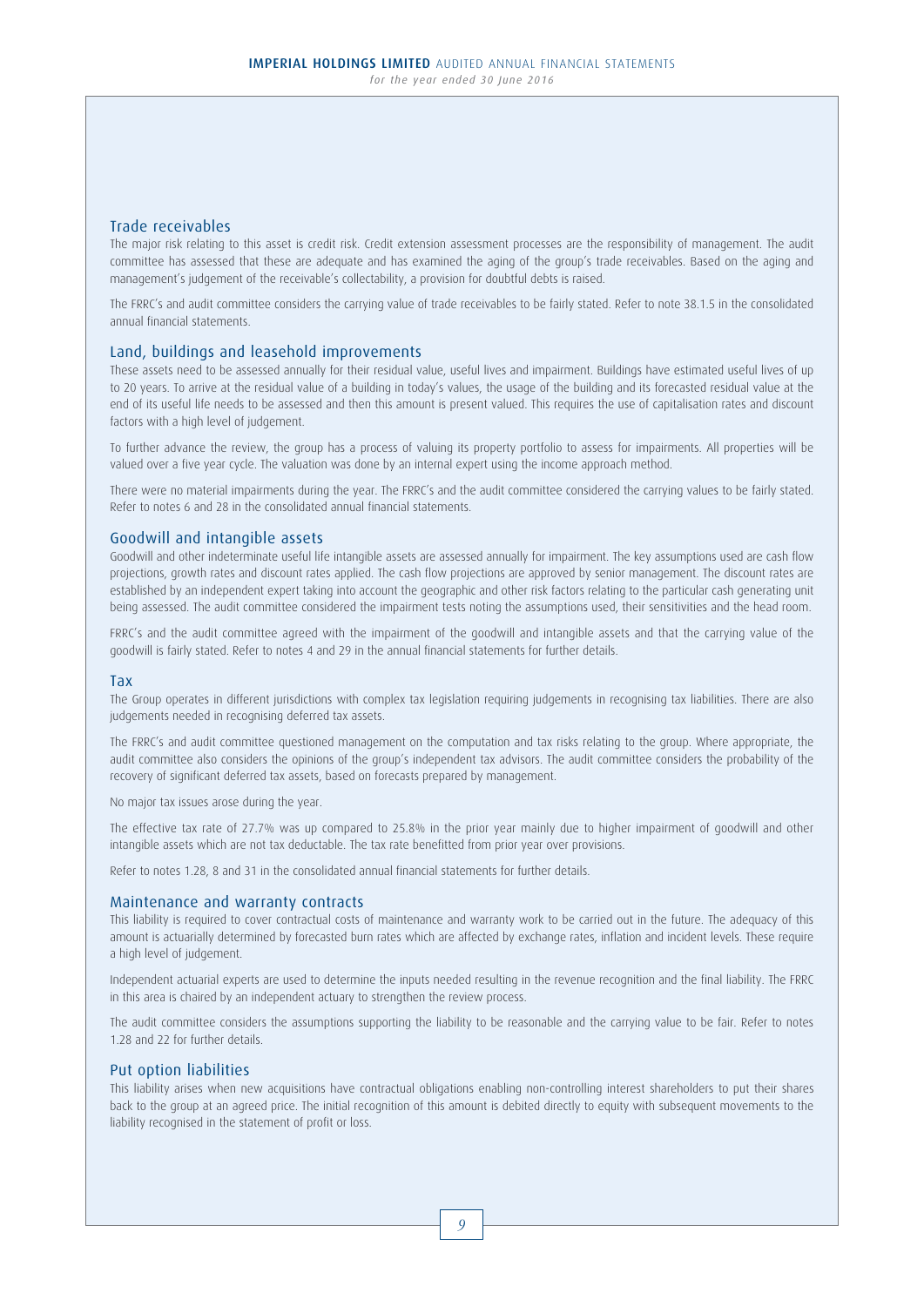## Trade receivables

The major risk relating to this asset is credit risk. Credit extension assessment processes are the responsibility of management. The audit committee has assessed that these are adequate and has examined the aging of the group's trade receivables. Based on the aging and management's judgement of the receivable's collectability, a provision for doubtful debts is raised.

The FRRC's and audit committee considers the carrying value of trade receivables to be fairly stated. Refer to note 38.1.5 in the consolidated annual financial statements.

## Land, buildings and leasehold improvements

These assets need to be assessed annually for their residual value, useful lives and impairment. Buildings have estimated useful lives of up to 20 years. To arrive at the residual value of a building in today's values, the usage of the building and its forecasted residual value at the end of its useful life needs to be assessed and then this amount is present valued. This requires the use of capitalisation rates and discount factors with a high level of judgement.

To further advance the review, the group has a process of valuing its property portfolio to assess for impairments. All properties will be valued over a five year cycle. The valuation was done by an internal expert using the income approach method.

There were no material impairments during the year. The FRRC's and the audit committee considered the carrying values to be fairly stated. Refer to notes 6 and 28 in the consolidated annual financial statements.

## Goodwill and intangible assets

Goodwill and other indeterminate useful life intangible assets are assessed annually for impairment. The key assumptions used are cash flow projections, growth rates and discount rates applied. The cash flow projections are approved by senior management. The discount rates are established by an independent expert taking into account the geographic and other risk factors relating to the particular cash generating unit being assessed. The audit committee considered the impairment tests noting the assumptions used, their sensitivities and the head room.

FRRC's and the audit committee agreed with the impairment of the goodwill and intangible assets and that the carrying value of the goodwill is fairly stated. Refer to notes 4 and 29 in the annual financial statements for further details.

## Tax

The Group operates in different jurisdictions with complex tax legislation requiring judgements in recognising tax liabilities. There are also judgements needed in recognising deferred tax assets.

The FRRC's and audit committee questioned management on the computation and tax risks relating to the group. Where appropriate, the audit committee also considers the opinions of the group's independent tax advisors. The audit committee considers the probability of the recovery of significant deferred tax assets, based on forecasts prepared by management.

No major tax issues arose during the year.

The effective tax rate of 27.7% was up compared to 25.8% in the prior year mainly due to higher impairment of goodwill and other intangible assets which are not tax deductable. The tax rate benefitted from prior year over provisions.

Refer to notes 1.28, 8 and 31 in the consolidated annual financial statements for further details.

## Maintenance and warranty contracts

This liability is required to cover contractual costs of maintenance and warranty work to be carried out in the future. The adequacy of this amount is actuarially determined by forecasted burn rates which are affected by exchange rates, inflation and incident levels. These require a high level of judgement.

Independent actuarial experts are used to determine the inputs needed resulting in the revenue recognition and the final liability. The FRRC in this area is chaired by an independent actuary to strengthen the review process.

The audit committee considers the assumptions supporting the liability to be reasonable and the carrying value to be fair. Refer to notes 1.28 and 22 for further details.

## Put option liabilities

This liability arises when new acquisitions have contractual obligations enabling non-controlling interest shareholders to put their shares back to the group at an agreed price. The initial recognition of this amount is debited directly to equity with subsequent movements to the liability recognised in the statement of profit or loss.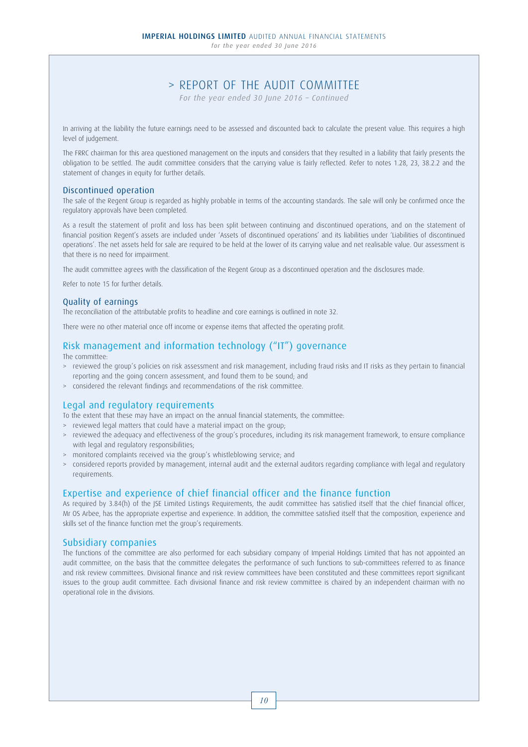# > REPORT OF THE AUDIT COMMITTEE

*For the year ended 30 June 2016 – Continued*

In arriving at the liability the future earnings need to be assessed and discounted back to calculate the present value. This requires a high level of judgement.

The FRRC chairman for this area questioned management on the inputs and considers that they resulted in a liability that fairly presents the obligation to be settled. The audit committee considers that the carrying value is fairly reflected. Refer to notes 1.28, 23, 38.2.2 and the statement of changes in equity for further details.

### Discontinued operation

The sale of the Regent Group is regarded as highly probable in terms of the accounting standards. The sale will only be confirmed once the regulatory approvals have been completed.

As a result the statement of profit and loss has been split between continuing and discontinued operations, and on the statement of financial position Regent's assets are included under 'Assets of discontinued operations' and its liabilities under 'Liabilities of discontinued operations'. The net assets held for sale are required to be held at the lower of its carrying value and net realisable value. Our assessment is that there is no need for impairment.

The audit committee agrees with the classification of the Regent Group as a discontinued operation and the disclosures made.

Refer to note 15 for further details.

### Quality of earnings

The reconciliation of the attributable profits to headline and core earnings is outlined in note 32.

There were no other material once off income or expense items that affected the operating profit.

## Risk management and information technology ("IT") governance

The committee:

- reviewed the group's policies on risk assessment and risk management, including fraud risks and IT risks as they pertain to financial reporting and the going concern assessment, and found them to be sound; and
- considered the relevant findings and recommendations of the risk committee.

## Legal and regulatory requirements

To the extent that these may have an impact on the annual financial statements, the committee:

- reviewed legal matters that could have a material impact on the group;
- reviewed the adequacy and effectiveness of the group's procedures, including its risk management framework, to ensure compliance with legal and regulatory responsibilities;
- monitored complaints received via the group's whistleblowing service; and
- considered reports provided by management, internal audit and the external auditors regarding compliance with legal and regulatory requirements.

## Expertise and experience of chief financial officer and the finance function

As required by 3.84(h) of the JSE Limited Listings Requirements, the audit committee has satisfied itself that the chief financial officer, Mr OS Arbee, has the appropriate expertise and experience. In addition, the committee satisfied itself that the composition, experience and skills set of the finance function met the group's requirements.

## Subsidiary companies

The functions of the committee are also performed for each subsidiary company of Imperial Holdings Limited that has not appointed an audit committee, on the basis that the committee delegates the performance of such functions to sub-committees referred to as finance and risk review committees. Divisional finance and risk review committees have been constituted and these committees report significant issues to the group audit committee. Each divisional finance and risk review committee is chaired by an independent chairman with no operational role in the divisions.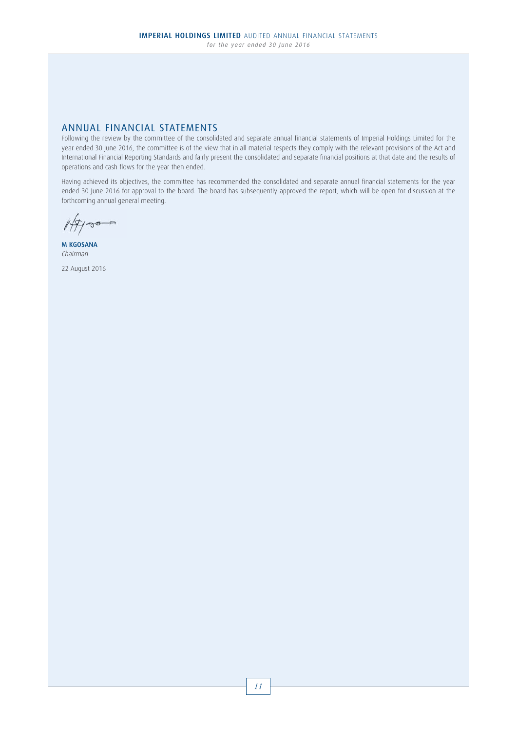## ANNUAL FINANCIAL STATEMENTS

Following the review by the committee of the consolidated and separate annual financial statements of Imperial Holdings Limited for the year ended 30 June 2016, the committee is of the view that in all material respects they comply with the relevant provisions of the Act and International Financial Reporting Standards and fairly present the consolidated and separate financial positions at that date and the results of operations and cash flows for the year then ended.

Having achieved its objectives, the committee has recommended the consolidated and separate annual financial statements for the year ended 30 June 2016 for approval to the board. The board has subsequently approved the report, which will be open for discussion at the forthcoming annual general meeting.

**M KGOSANA**
*Chairman*

22 August 2016